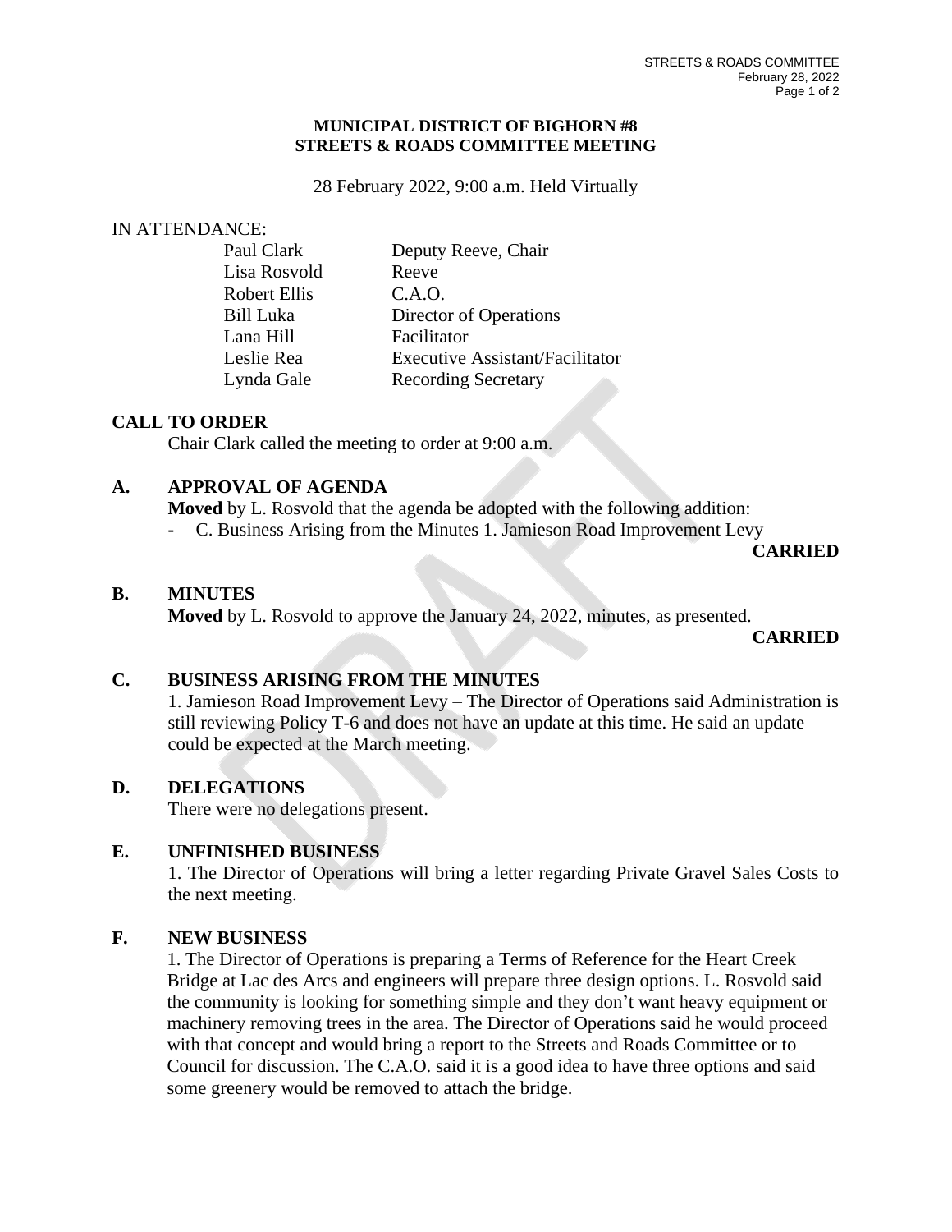**MUNICIPAL DISTRICT OF BIGHORN #8**
**STREETS & ROADS COMMITTEE MEETING**

28 February 2022, 9:00 a.m. Held Virtually

IN ATTENDANCE:

| | |
|---|---|
| Paul Clark | Deputy Reeve, Chair |
| Lisa Rosvold | Reeve |
| Robert Ellis | C.A.O. |
| Bill Luka | Director of Operations |
| Lana Hill | Facilitator |
| Leslie Rea | Executive Assistant/Facilitator |
| Lynda Gale | Recording Secretary |

## CALL TO ORDER

Chair Clark called the meeting to order at 9:00 a.m.

## A. APPROVAL OF AGENDA

**Moved** by L. Rosvold that the agenda be adopted with the following addition:

- C. Business Arising from the Minutes 1. Jamieson Road Improvement Levy

**CARRIED**

## B. MINUTES

**Moved** by L. Rosvold to approve the January 24, 2022, minutes, as presented.

**CARRIED**

## C. BUSINESS ARISING FROM THE MINUTES

1. Jamieson Road Improvement Levy – The Director of Operations said Administration is still reviewing Policy T-6 and does not have an update at this time. He said an update could be expected at the March meeting.

## D. DELEGATIONS

There were no delegations present.

## E. UNFINISHED BUSINESS

1. The Director of Operations will bring a letter regarding Private Gravel Sales Costs to the next meeting.

## F. NEW BUSINESS

1. The Director of Operations is preparing a Terms of Reference for the Heart Creek Bridge at Lac des Arcs and engineers will prepare three design options. L. Rosvold said the community is looking for something simple and they don't want heavy equipment or machinery removing trees in the area. The Director of Operations said he would proceed with that concept and would bring a report to the Streets and Roads Committee or to Council for discussion. The C.A.O. said it is a good idea to have three options and said some greenery would be removed to attach the bridge.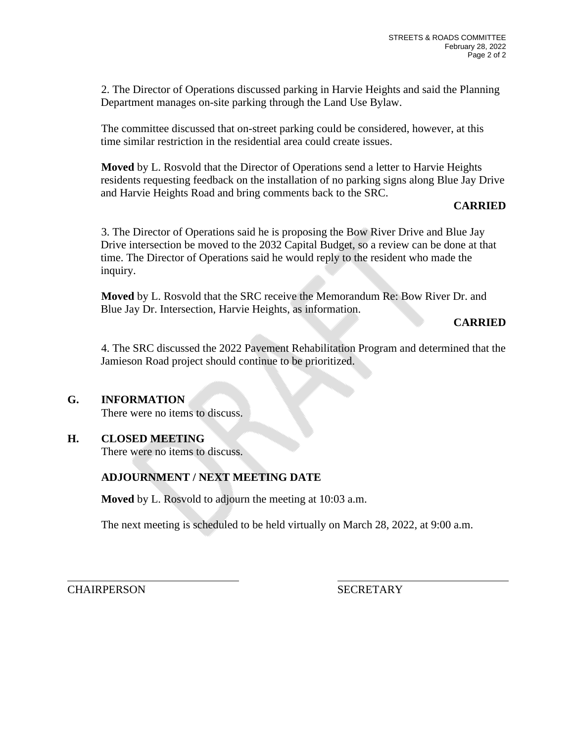2. The Director of Operations discussed parking in Harvie Heights and said the Planning Department manages on-site parking through the Land Use Bylaw.

The committee discussed that on-street parking could be considered, however, at this time similar restriction in the residential area could create issues.

**Moved** by L. Rosvold that the Director of Operations send a letter to Harvie Heights residents requesting feedback on the installation of no parking signs along Blue Jay Drive and Harvie Heights Road and bring comments back to the SRC.

**CARRIED**

3. The Director of Operations said he is proposing the Bow River Drive and Blue Jay Drive intersection be moved to the 2032 Capital Budget, so a review can be done at that time. The Director of Operations said he would reply to the resident who made the inquiry.

**Moved** by L. Rosvold that the SRC receive the Memorandum Re: Bow River Dr. and Blue Jay Dr. Intersection, Harvie Heights, as information.

**CARRIED**

4. The SRC discussed the 2022 Pavement Rehabilitation Program and determined that the Jamieson Road project should continue to be prioritized.

## G. INFORMATION

There were no items to discuss.

## H. CLOSED MEETING

There were no items to discuss.

## ADJOURNMENT / NEXT MEETING DATE

**Moved** by L. Rosvold to adjourn the meeting at 10:03 a.m.

The next meeting is scheduled to be held virtually on March 28, 2022, at 9:00 a.m.

CHAIRPERSON SECRETARY